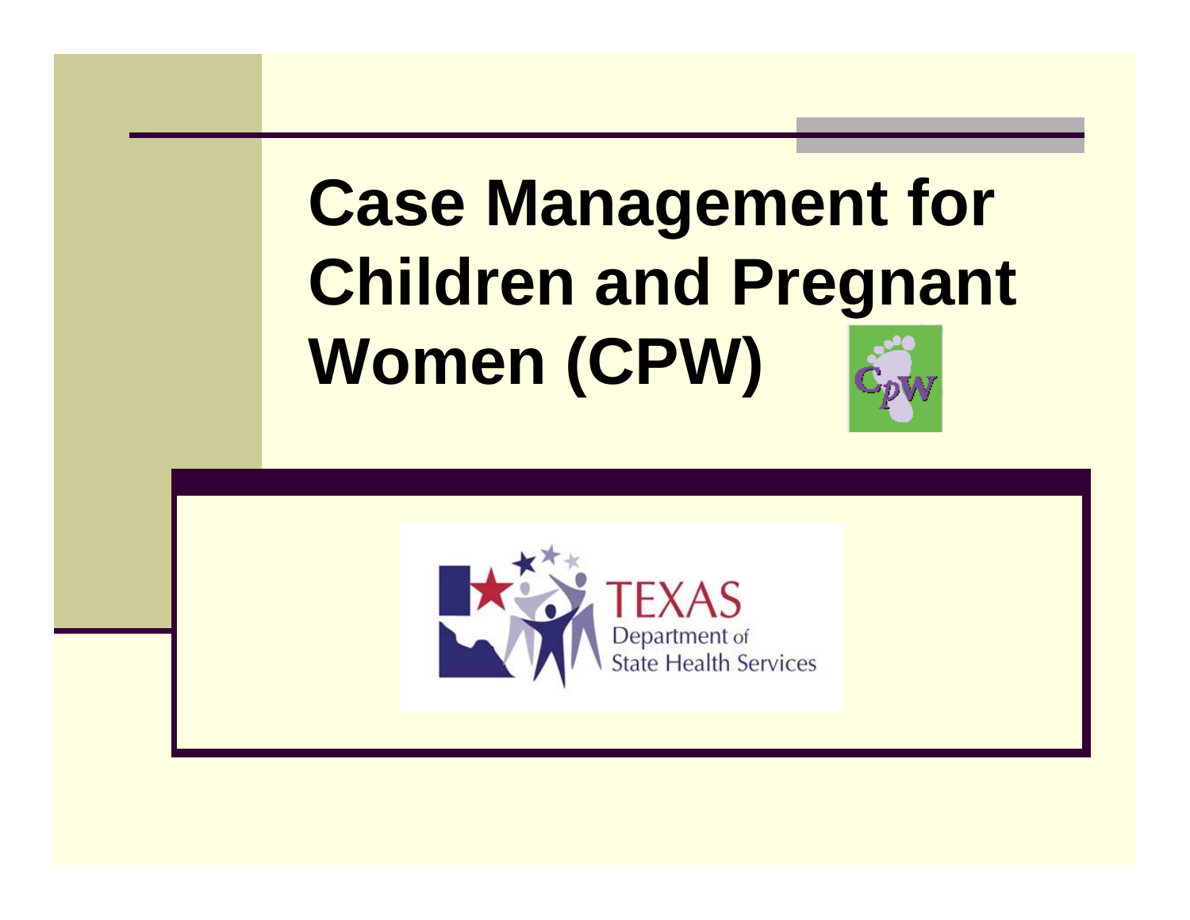# Case Management for Children and Pregnant Women (CPW)

TEXAS Department of State Health Services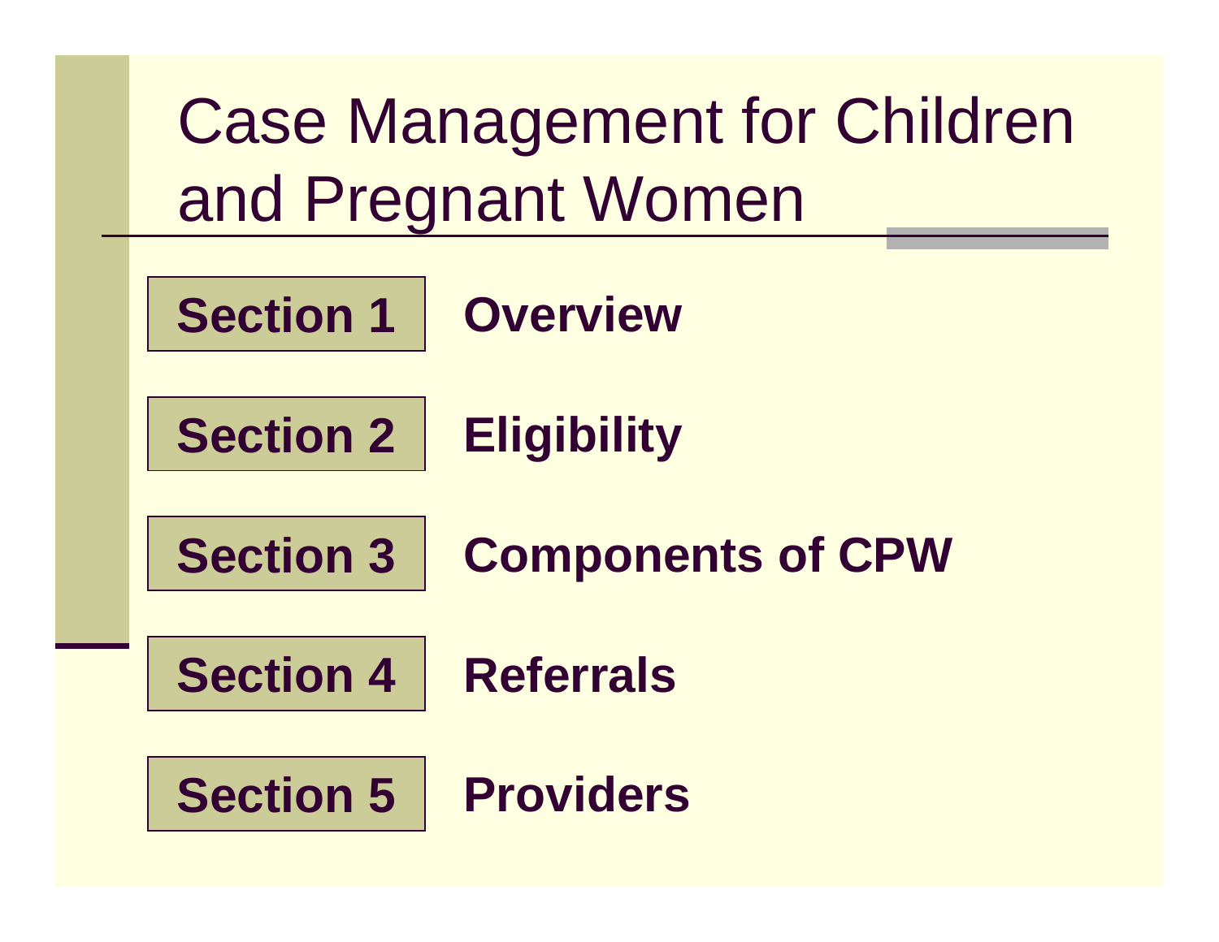# Case Management for Children and Pregnant Women

| | |
|---|---|
| **Section 1** | **Overview** |
| **Section 2** | **Eligibility** |
| **Section 3** | **Components of CPW** |
| **Section 4** | **Referrals** |
| **Section 5** | **Providers** |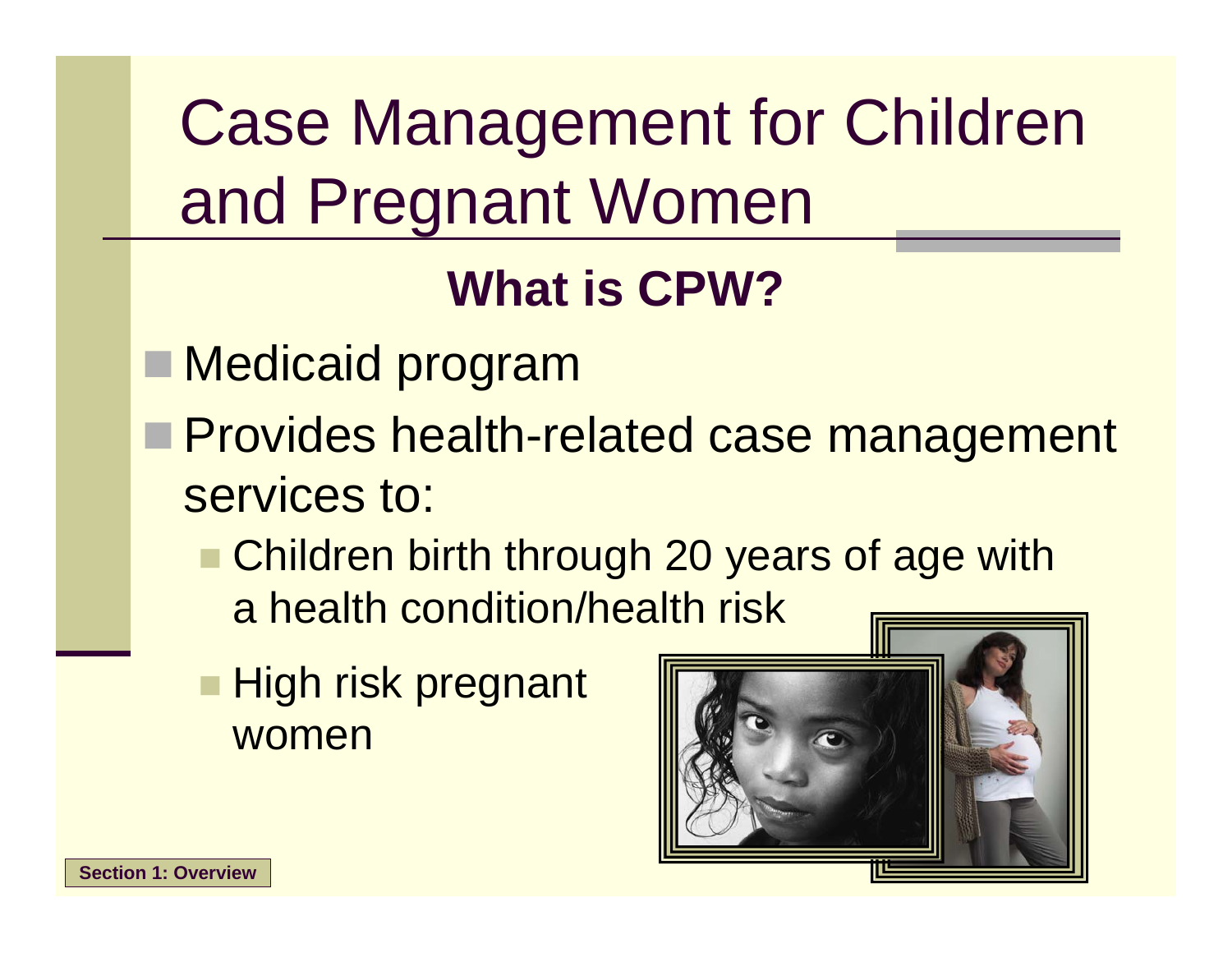# Case Management for Children and Pregnant Women

## What is CPW?

- Medicaid program
- Provides health-related case management services to:
  - Children birth through 20 years of age with a health condition/health risk
  - High risk pregnant women

Section 1: Overview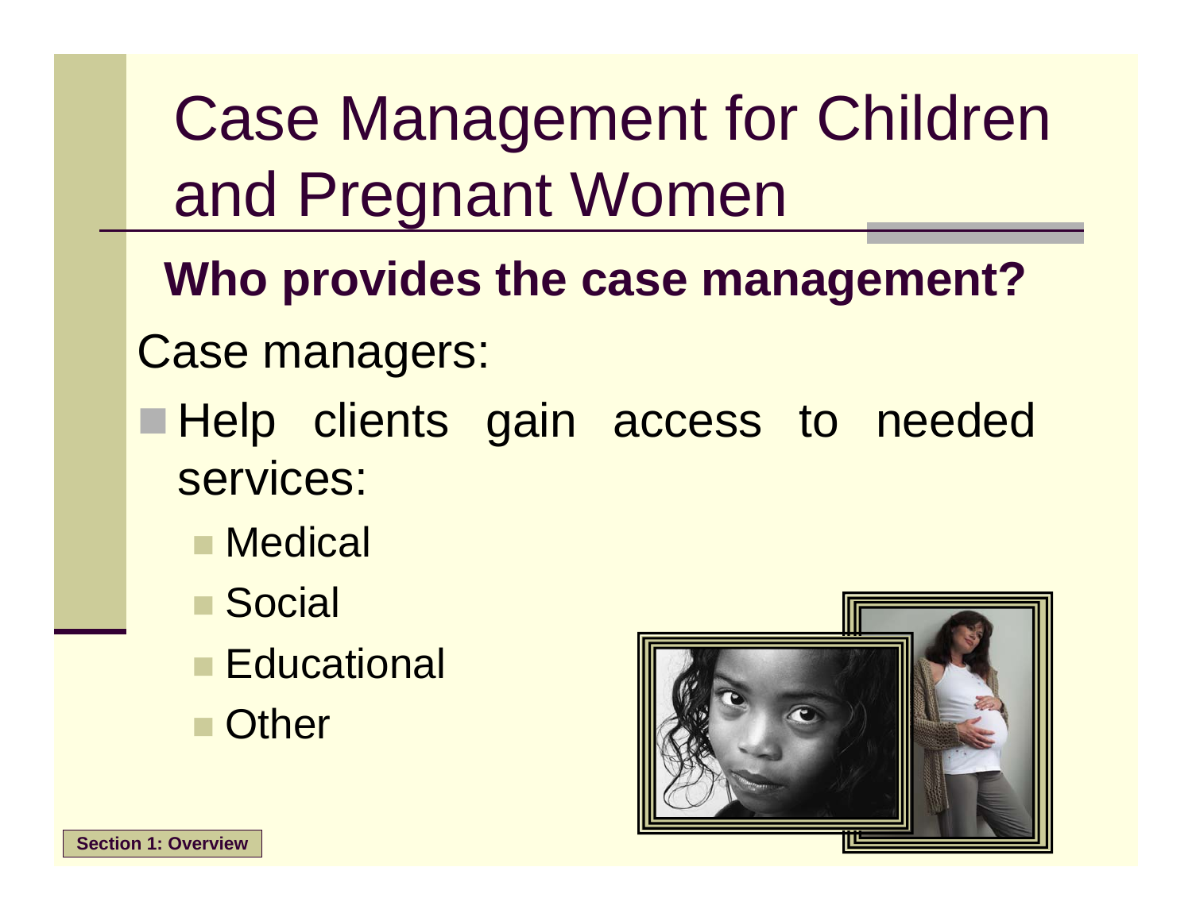# Case Management for Children and Pregnant Women

## Who provides the case management?

Case managers:

- Help clients gain access to needed services:
  - Medical
  - Social
  - Educational
  - Other

Section 1: Overview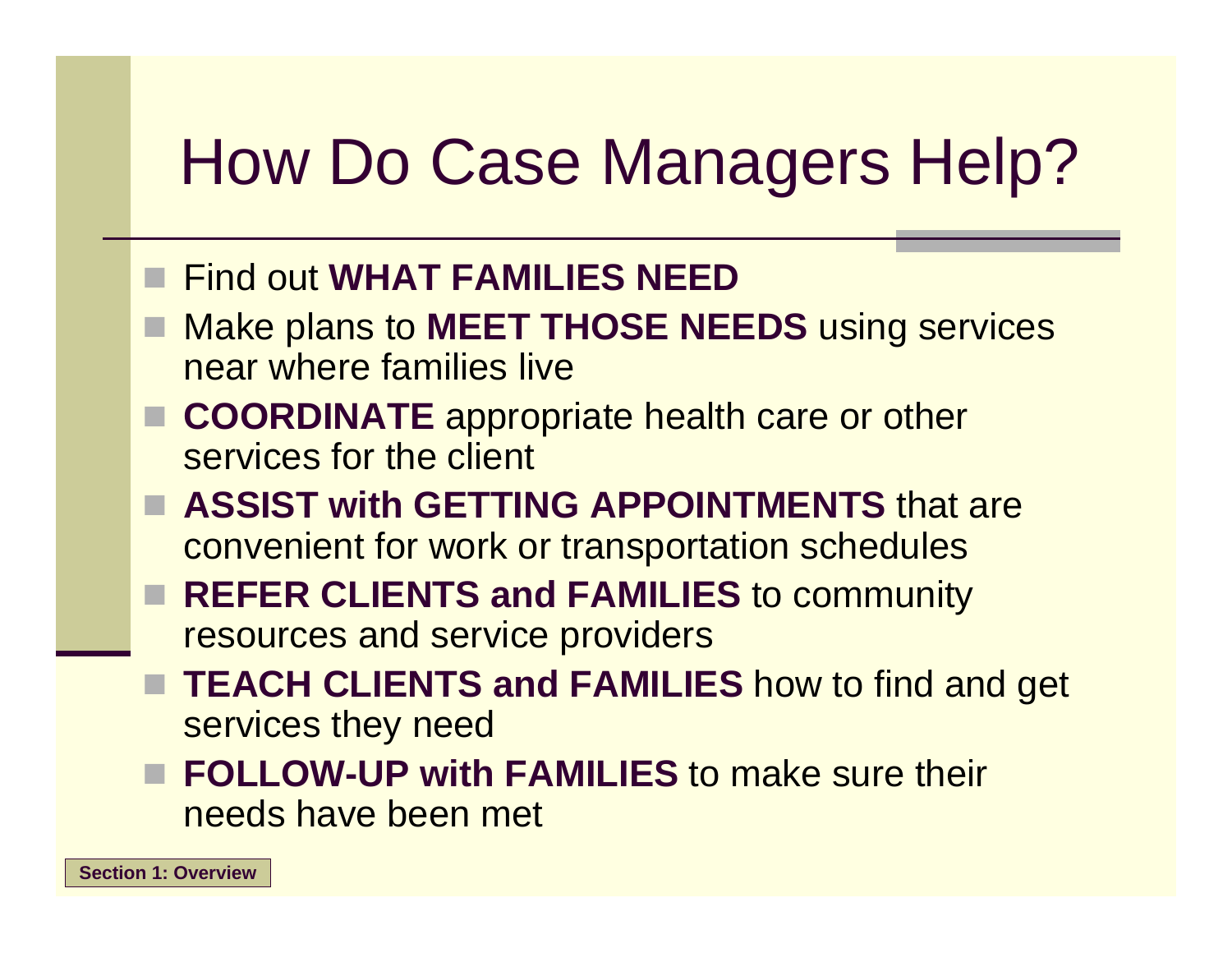# How Do Case Managers Help?

- Find out **WHAT FAMILIES NEED**
- Make plans to **MEET THOSE NEEDS** using services near where families live
- **COORDINATE** appropriate health care or other services for the client
- **ASSIST with GETTING APPOINTMENTS** that are convenient for work or transportation schedules
- **REFER CLIENTS and FAMILIES** to community resources and service providers
- **TEACH CLIENTS and FAMILIES** how to find and get services they need
- **FOLLOW-UP with FAMILIES** to make sure their needs have been met

**Section 1: Overview**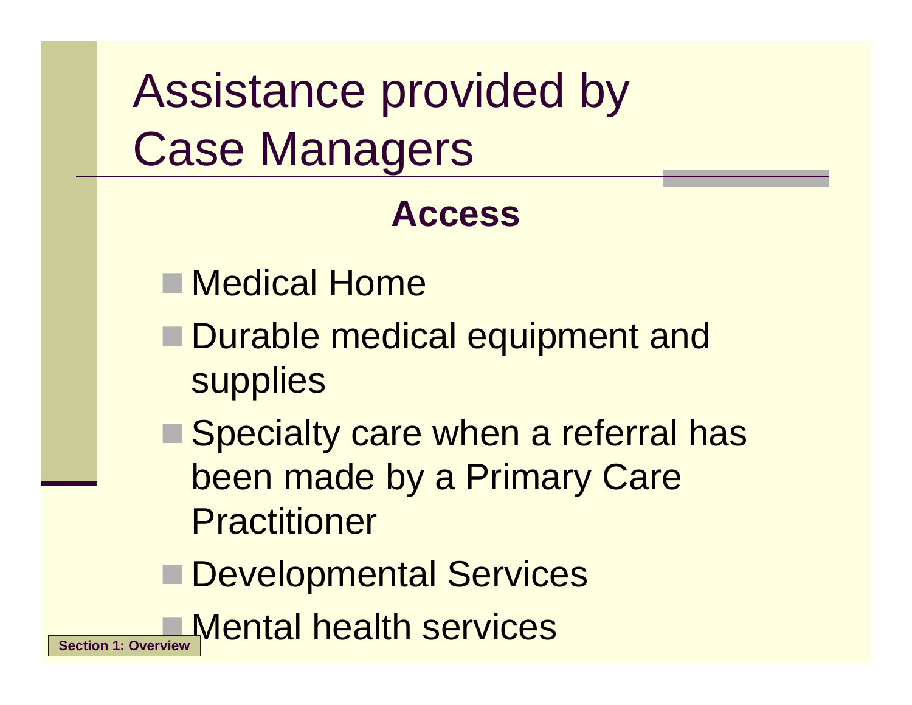# Assistance provided by Case Managers

**Access**

- Medical Home
- Durable medical equipment and supplies
- Specialty care when a referral has been made by a Primary Care Practitioner
- Developmental Services
- Mental health services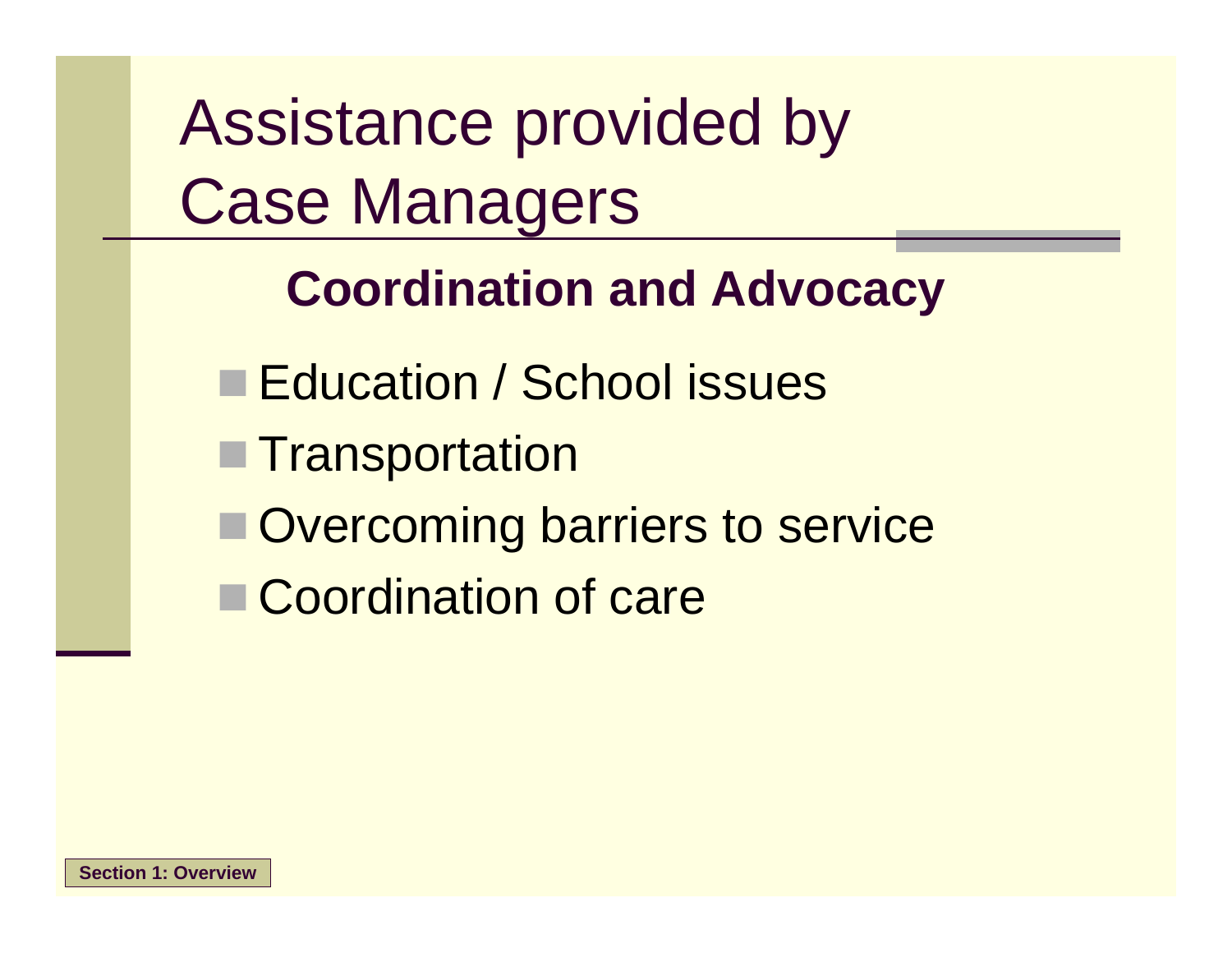# Assistance provided by Case Managers

## Coordination and Advocacy

- Education / School issues
- Transportation
- Overcoming barriers to service
- Coordination of care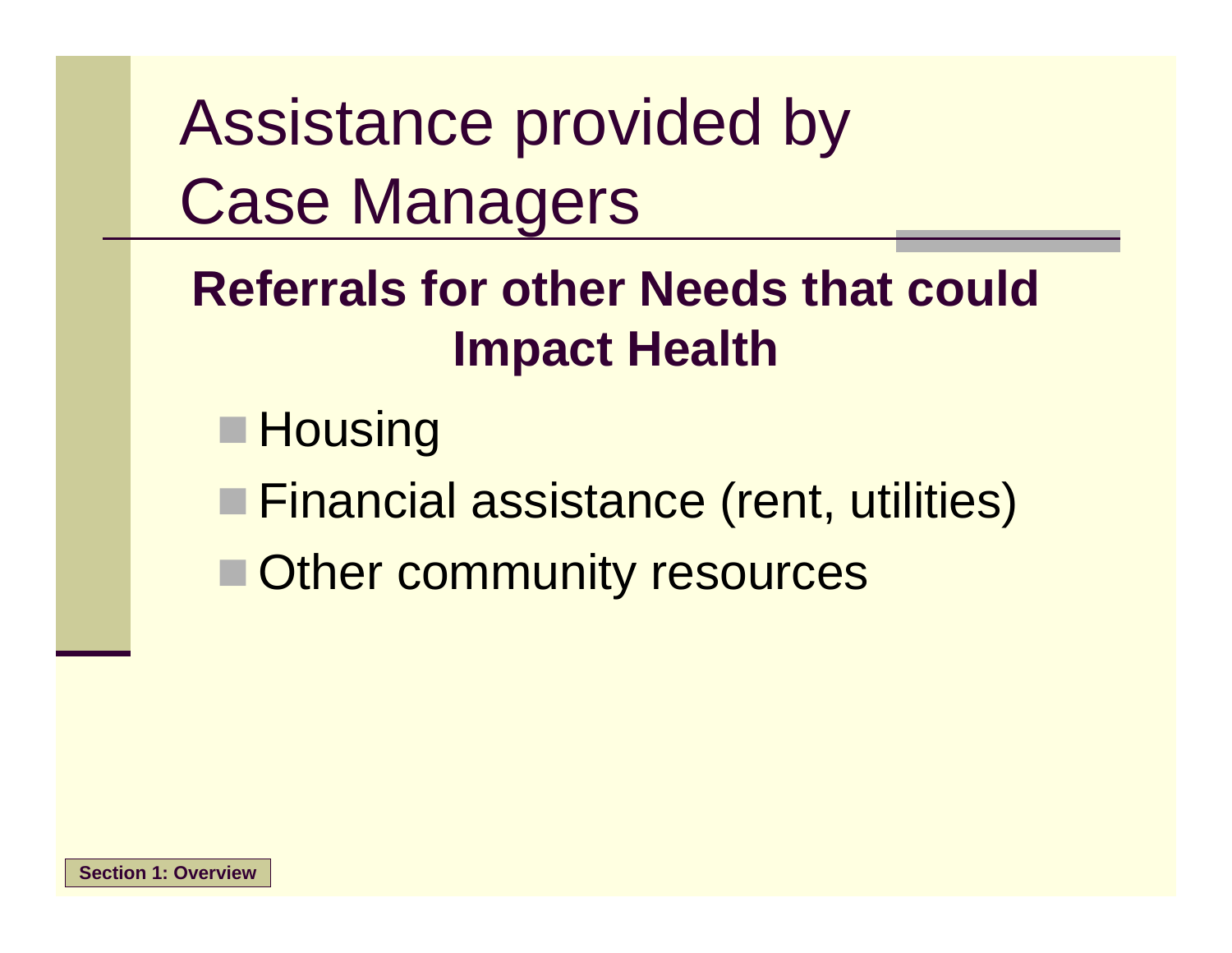# Assistance provided by Case Managers

## Referrals for other Needs that could Impact Health

- Housing
- Financial assistance (rent, utilities)
- Other community resources

Section 1: Overview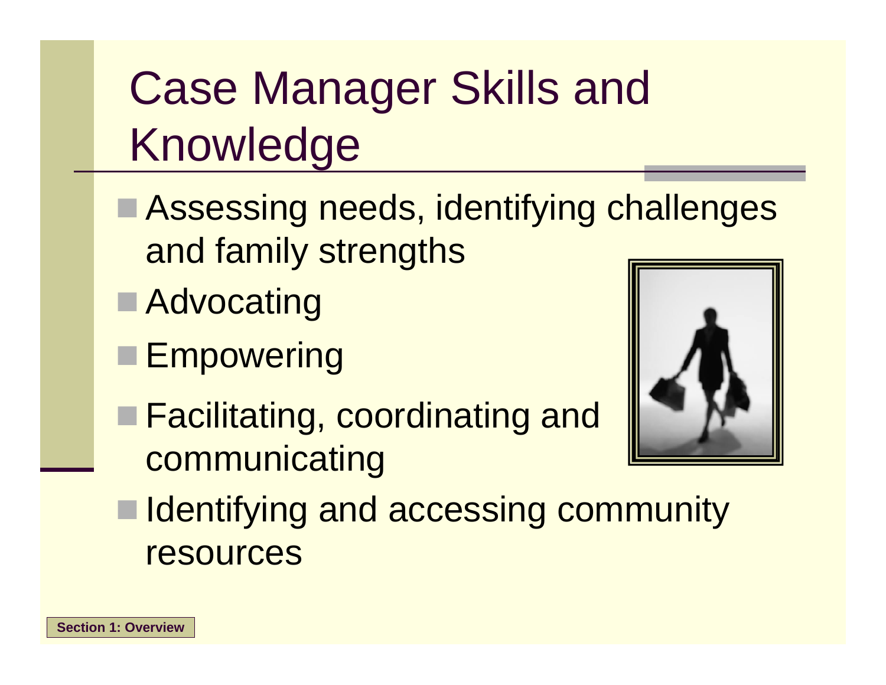# Case Manager Skills and Knowledge

- Assessing needs, identifying challenges and family strengths
- Advocating
- Empowering
- Facilitating, coordinating and communicating
- Identifying and accessing community resources

Section 1: Overview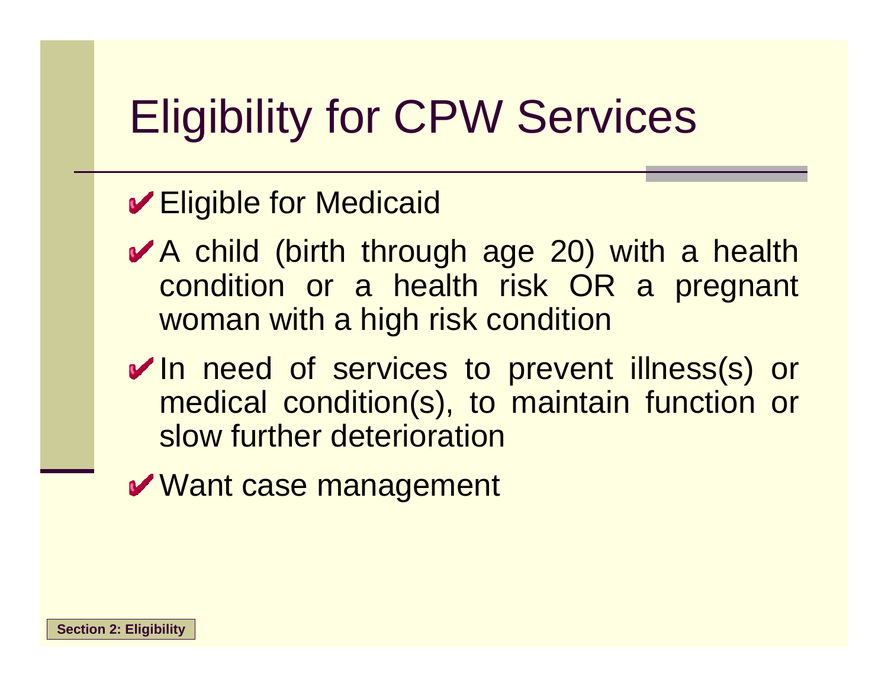# Eligibility for CPW Services

- Eligible for Medicaid
- A child (birth through age 20) with a health condition or a health risk OR a pregnant woman with a high risk condition
- In need of services to prevent illness(s) or medical condition(s), to maintain function or slow further deterioration
- Want case management

**Section 2: Eligibility**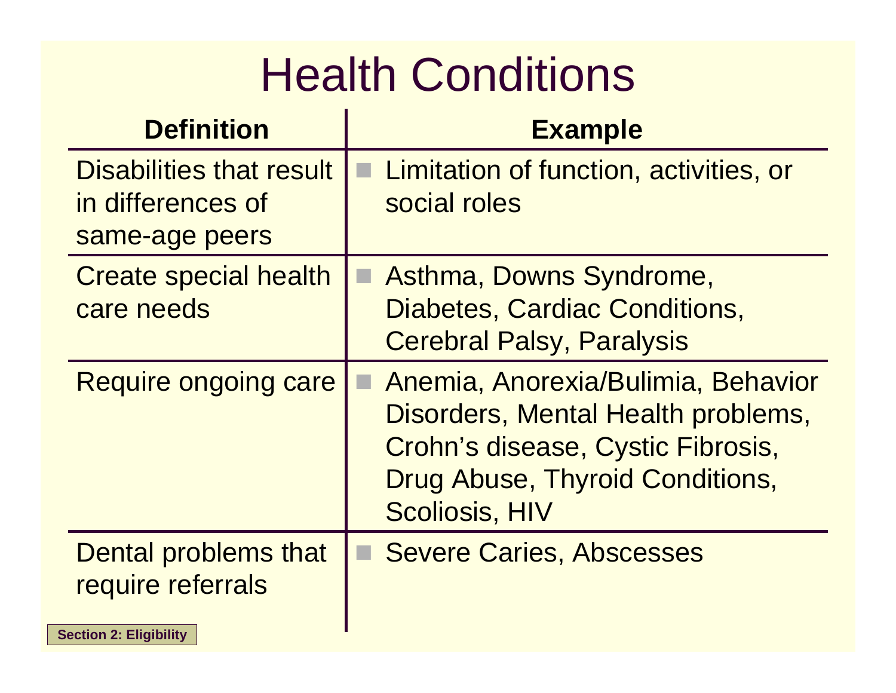# Health Conditions

| Definition | Example |
|---|---|
| Disabilities that result in differences of same-age peers | Limitation of function, activities, or social roles |
| Create special health care needs | Asthma, Downs Syndrome, Diabetes, Cardiac Conditions, Cerebral Palsy, Paralysis |
| Require ongoing care | Anemia, Anorexia/Bulimia, Behavior Disorders, Mental Health problems, Crohn's disease, Cystic Fibrosis, Drug Abuse, Thyroid Conditions, Scoliosis, HIV |
| Dental problems that require referrals | Severe Caries, Abscesses |

Section 2: Eligibility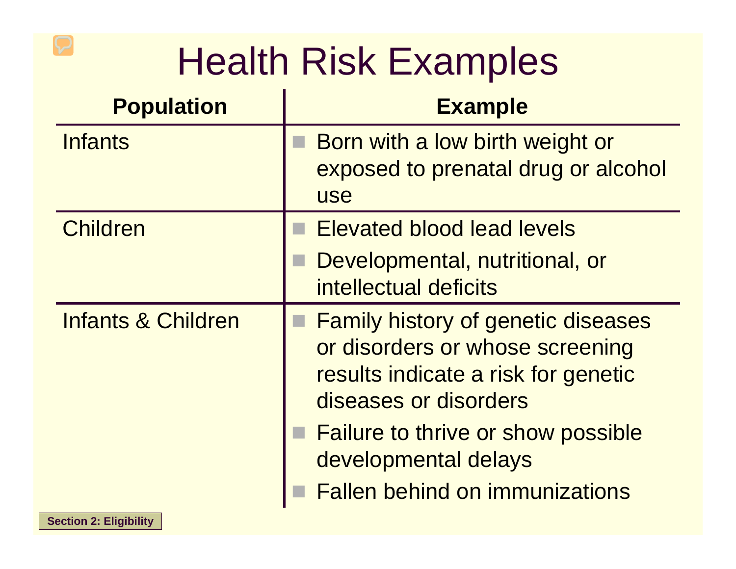# Health Risk Examples

| Population | Example |
|---|---|
| Infants | ■ Born with a low birth weight or exposed to prenatal drug or alcohol use |
| Children | ■ Elevated blood lead levels<br>■ Developmental, nutritional, or intellectual deficits |
| Infants & Children | ■ Family history of genetic diseases or disorders or whose screening results indicate a risk for genetic diseases or disorders<br>■ Failure to thrive or show possible developmental delays<br>■ Fallen behind on immunizations |

Section 2: Eligibility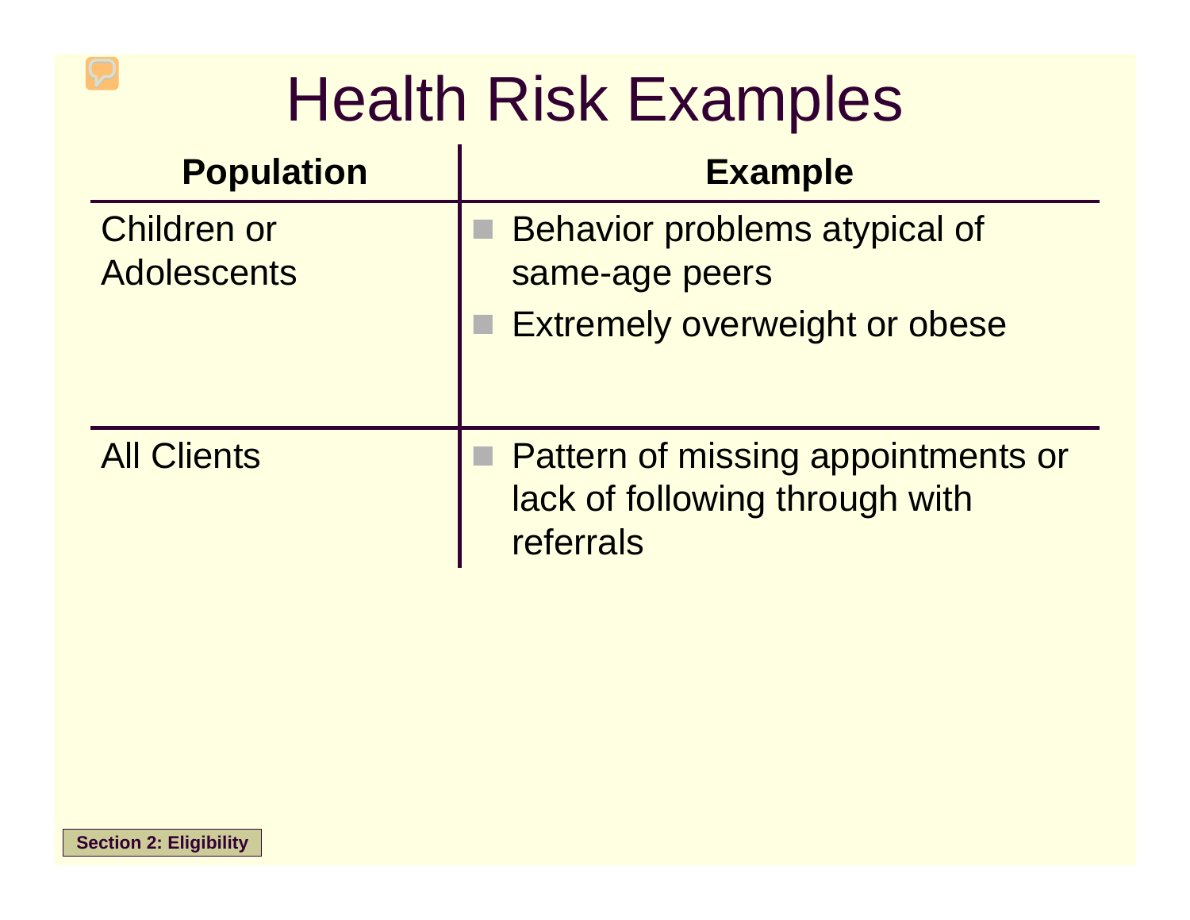# Health Risk Examples

| Population | Example |
|---|---|
| Children or Adolescents | - Behavior problems atypical of same-age peers<br>- Extremely overweight or obese |
| All Clients | - Pattern of missing appointments or lack of following through with referrals |

Section 2: Eligibility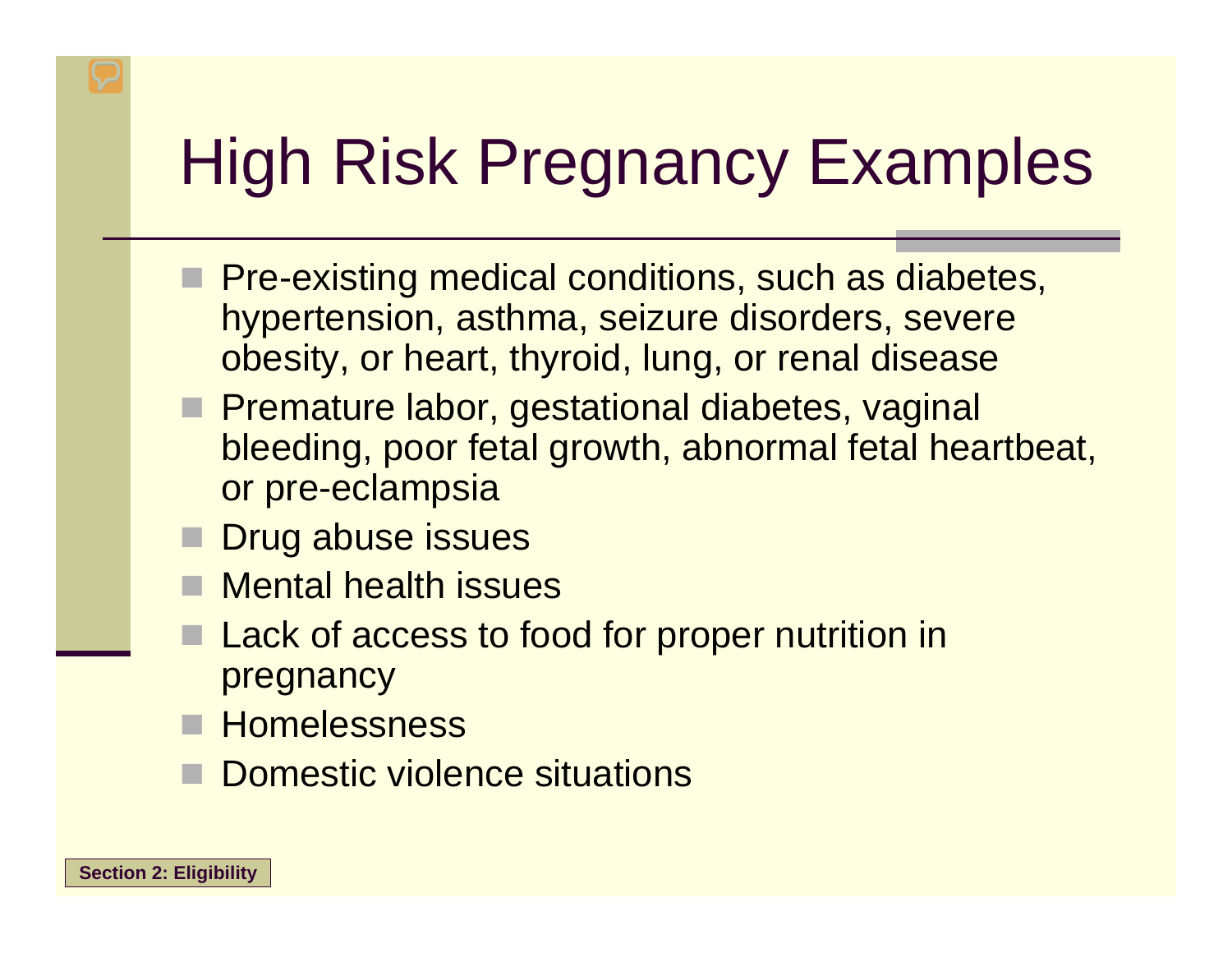# High Risk Pregnancy Examples

- Pre-existing medical conditions, such as diabetes, hypertension, asthma, seizure disorders, severe obesity, or heart, thyroid, lung, or renal disease
- Premature labor, gestational diabetes, vaginal bleeding, poor fetal growth, abnormal fetal heartbeat, or pre-eclampsia
- Drug abuse issues
- Mental health issues
- Lack of access to food for proper nutrition in pregnancy
- Homelessness
- Domestic violence situations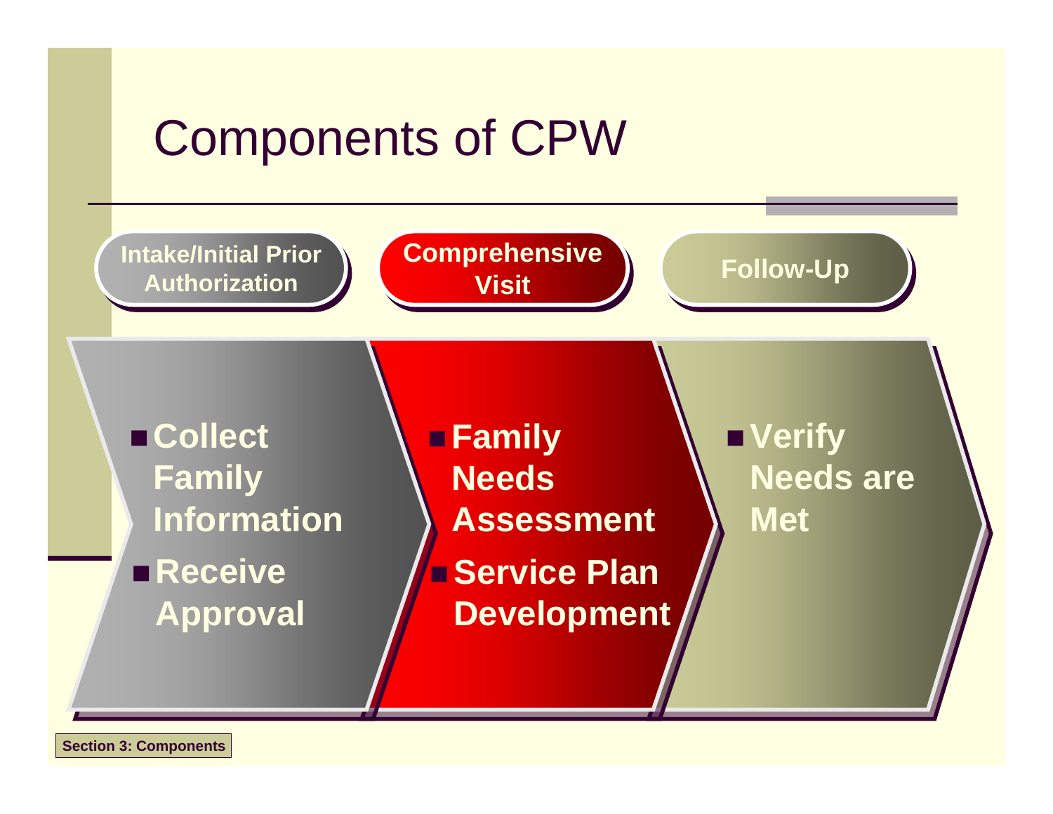# Components of CPW

**Intake/Initial Prior Authorization**

- **Collect Family Information**
- **Receive Approval**

**Comprehensive Visit**

- **Family Needs Assessment**
- **Service Plan Development**

**Follow-Up**

- **Verify Needs are Met**

**Section 3: Components**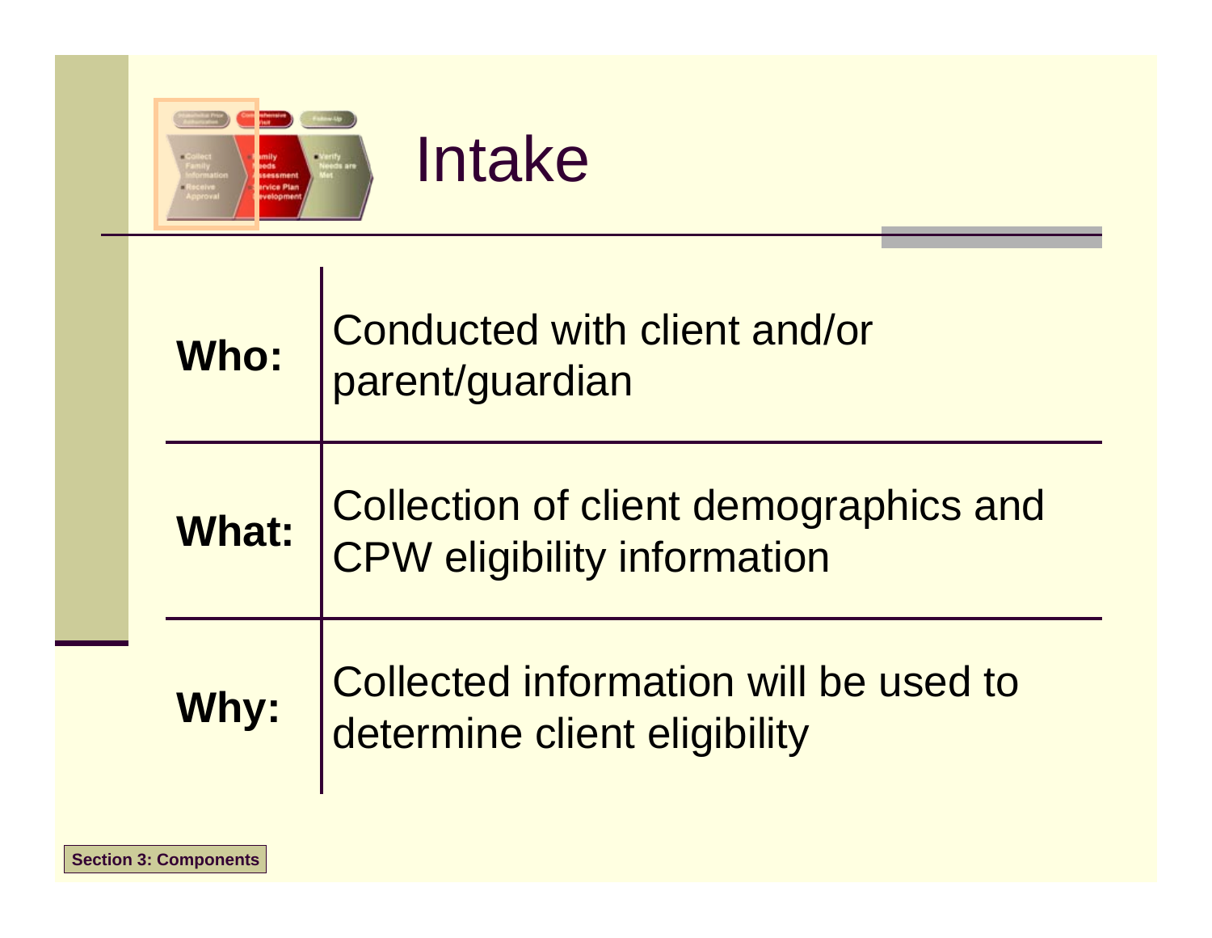# Intake

| | |
|---|---|
| **Who:** | Conducted with client and/or parent/guardian |
| **What:** | Collection of client demographics and CPW eligibility information |
| **Why:** | Collected information will be used to determine client eligibility |

**Section 3: Components**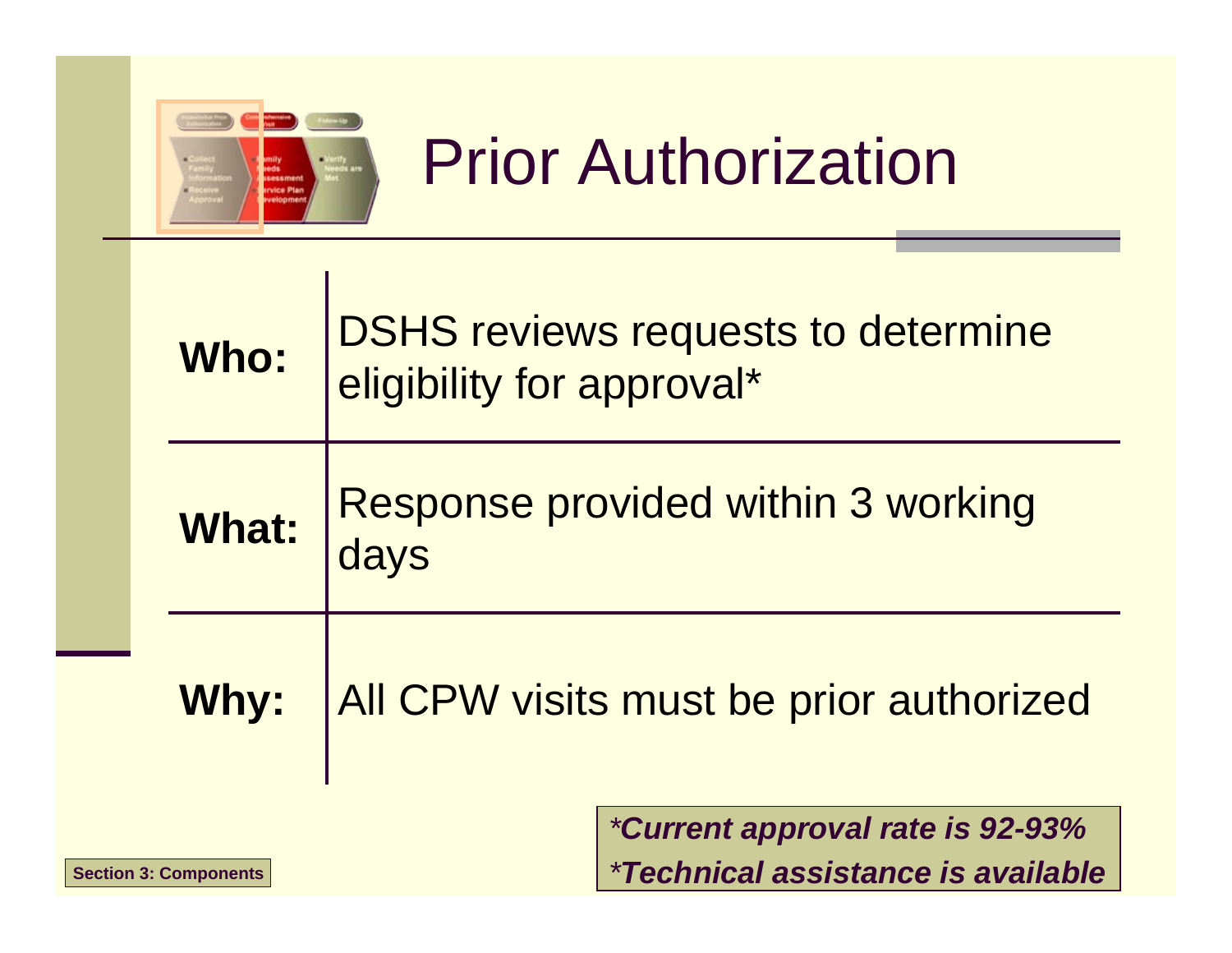# Prior Authorization

| | |
|---|---|
| **Who:** | DSHS reviews requests to determine eligibility for approval* |
| **What:** | Response provided within 3 working days |
| **Why:** | All CPW visits must be prior authorized |

****Current approval rate is 92-93%***

****Technical assistance is available***

**Section 3: Components**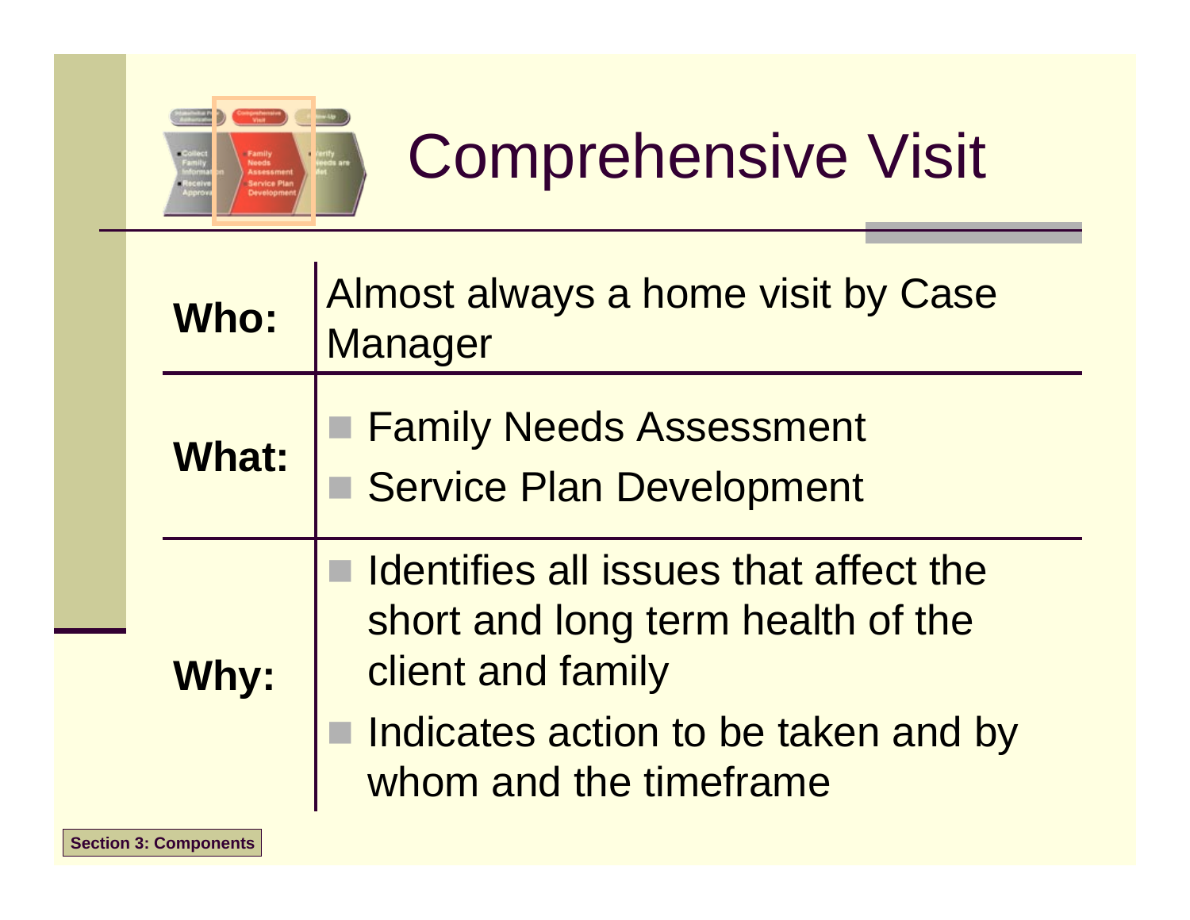# Comprehensive Visit

| | |
|---|---|
| **Who:** | Almost always a home visit by Case Manager |
| **What:** | ■ Family Needs Assessment<br>■ Service Plan Development |
| **Why:** | ■ Identifies all issues that affect the short and long term health of the client and family<br>■ Indicates action to be taken and by whom and the timeframe |

Section 3: Components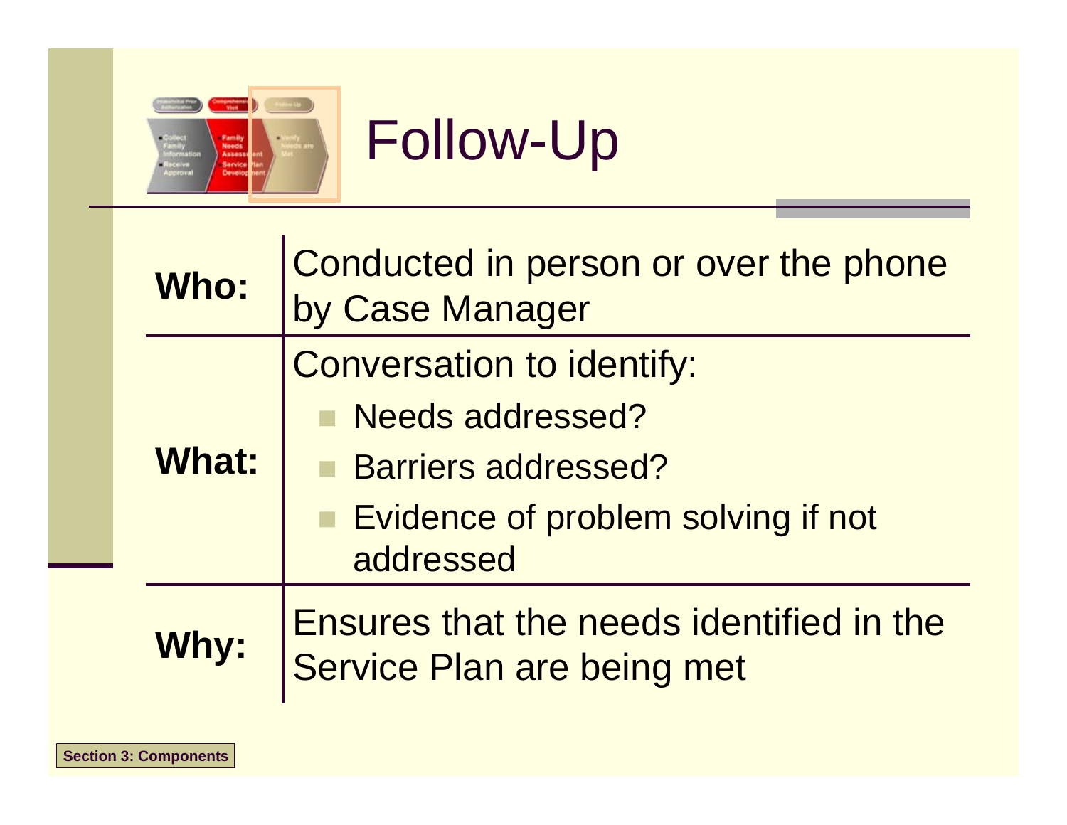# Follow-Up

| | |
|---|---|
| **Who:** | Conducted in person or over the phone by Case Manager |
| **What:** | Conversation to identify:<br>- Needs addressed?<br>- Barriers addressed?<br>- Evidence of problem solving if not addressed |
| **Why:** | Ensures that the needs identified in the Service Plan are being met |

Section 3: Components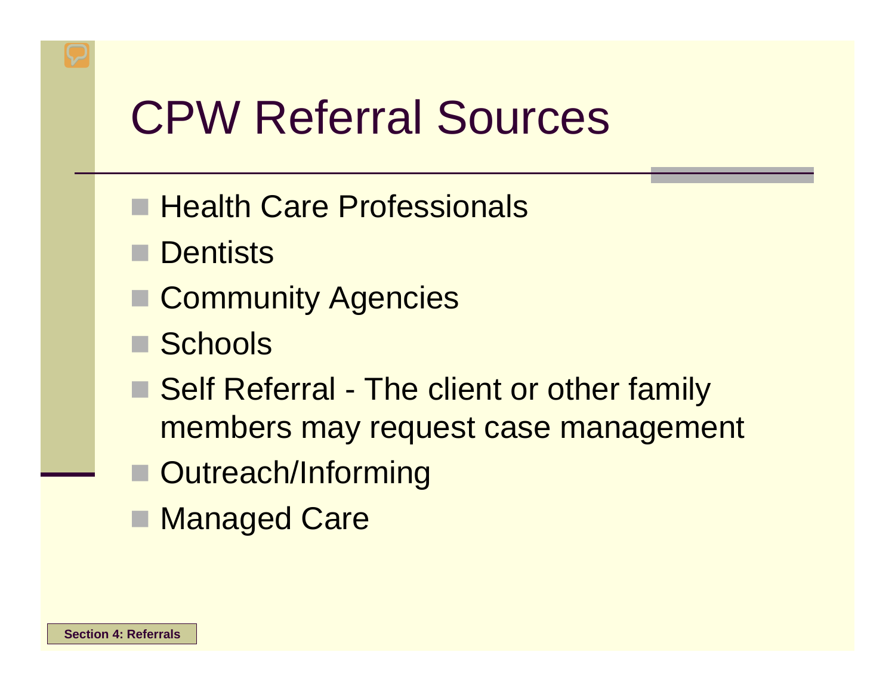# CPW Referral Sources

- Health Care Professionals
- Dentists
- Community Agencies
- Schools
- Self Referral - The client or other family members may request case management
- Outreach/Informing
- Managed Care

Section 4: Referrals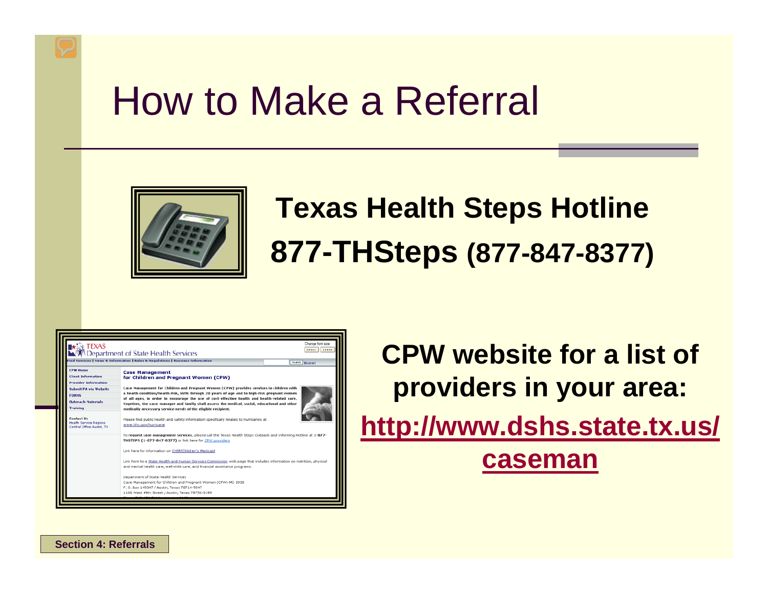# How to Make a Referral

**Texas Health Steps Hotline**

**877-THSteps (877-847-8377)**

**CPW website for a list of providers in your area:**

**http://www.dshs.state.tx.us/caseman**

Section 4: Referrals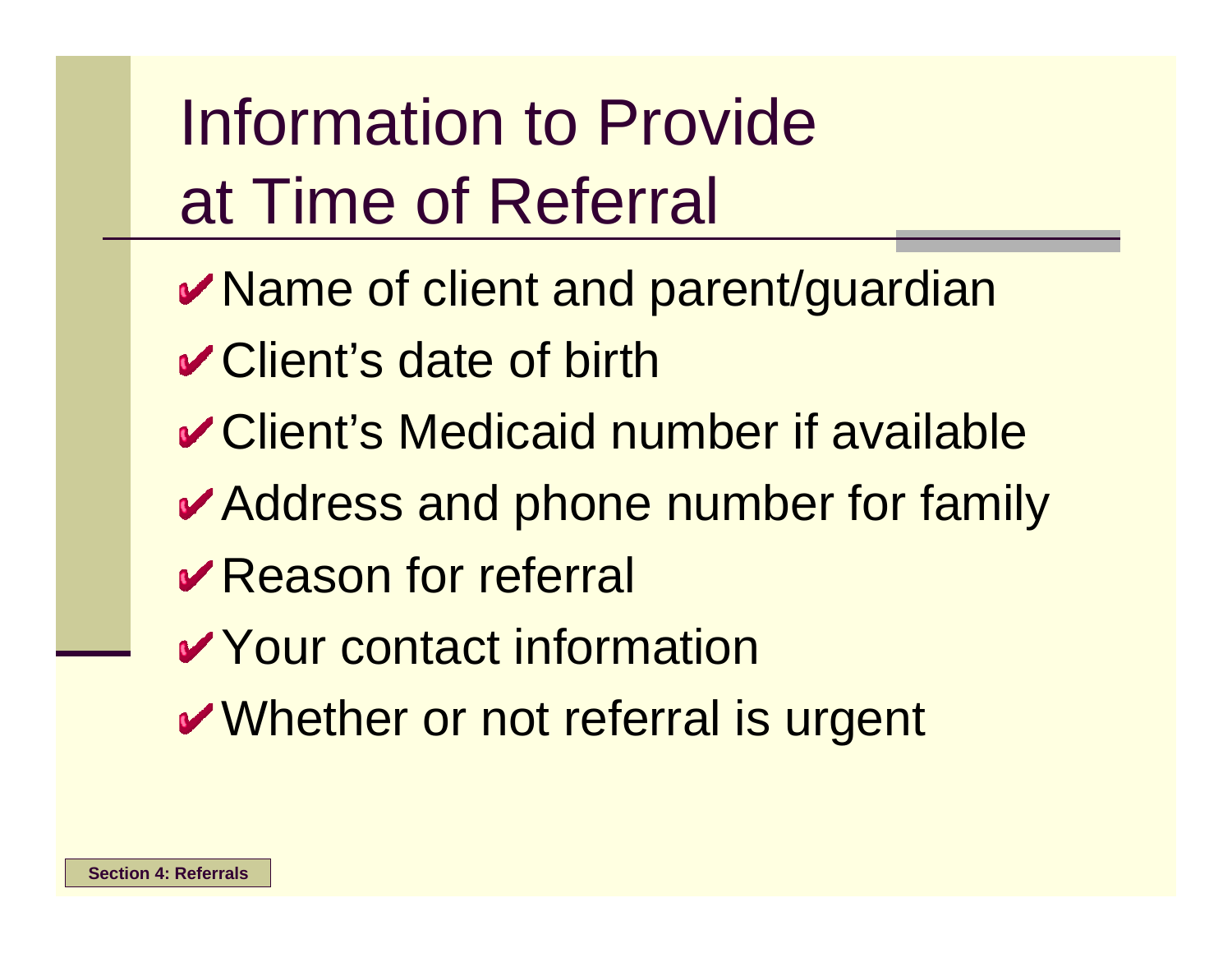# Information to Provide at Time of Referral

- ✔ Name of client and parent/guardian
- ✔ Client's date of birth
- ✔ Client's Medicaid number if available
- ✔ Address and phone number for family
- ✔ Reason for referral
- ✔ Your contact information
- ✔ Whether or not referral is urgent

**Section 4: Referrals**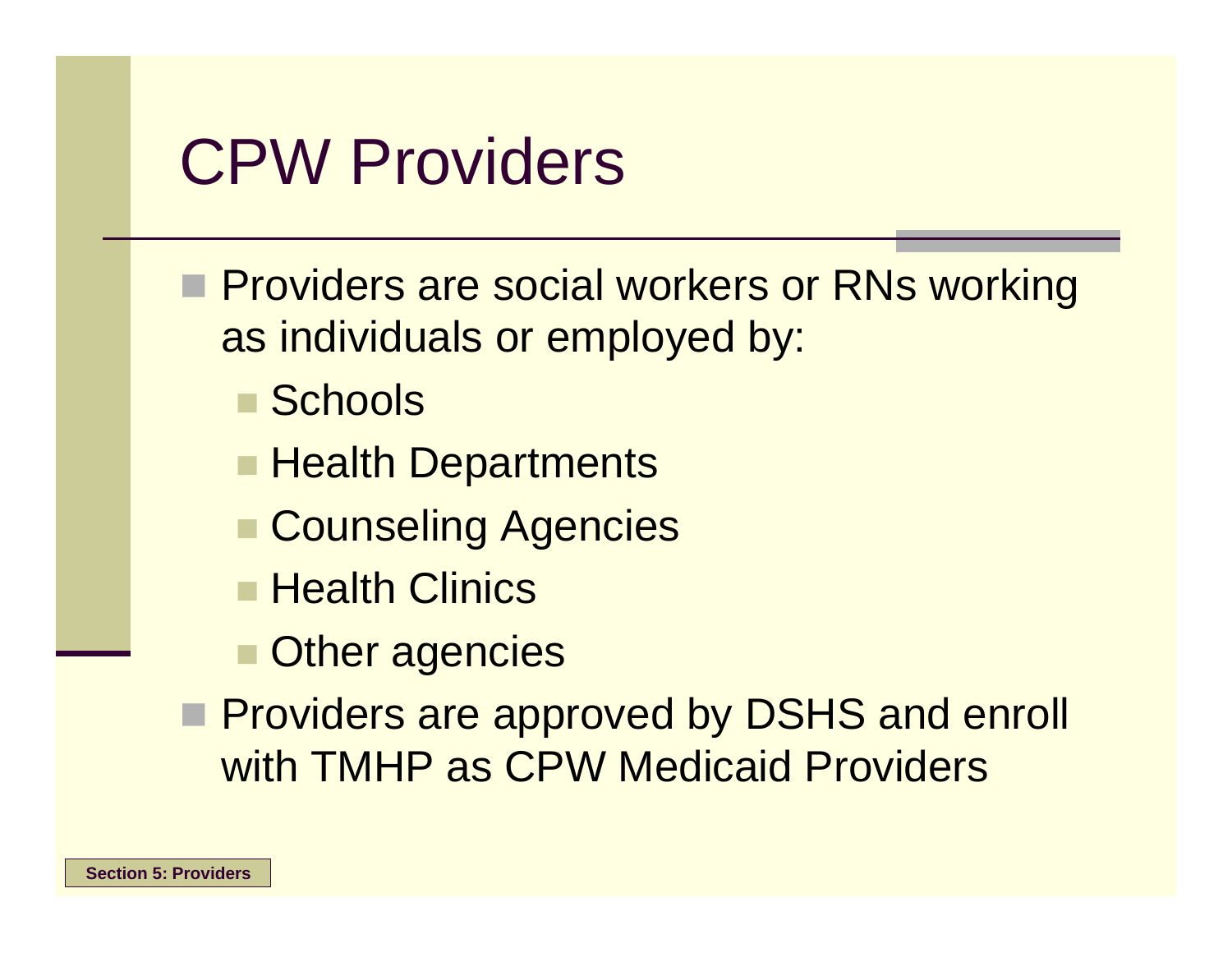# CPW Providers

- Providers are social workers or RNs working as individuals or employed by:
  - Schools
  - Health Departments
  - Counseling Agencies
  - Health Clinics
  - Other agencies
- Providers are approved by DSHS and enroll with TMHP as CPW Medicaid Providers

**Section 5: Providers**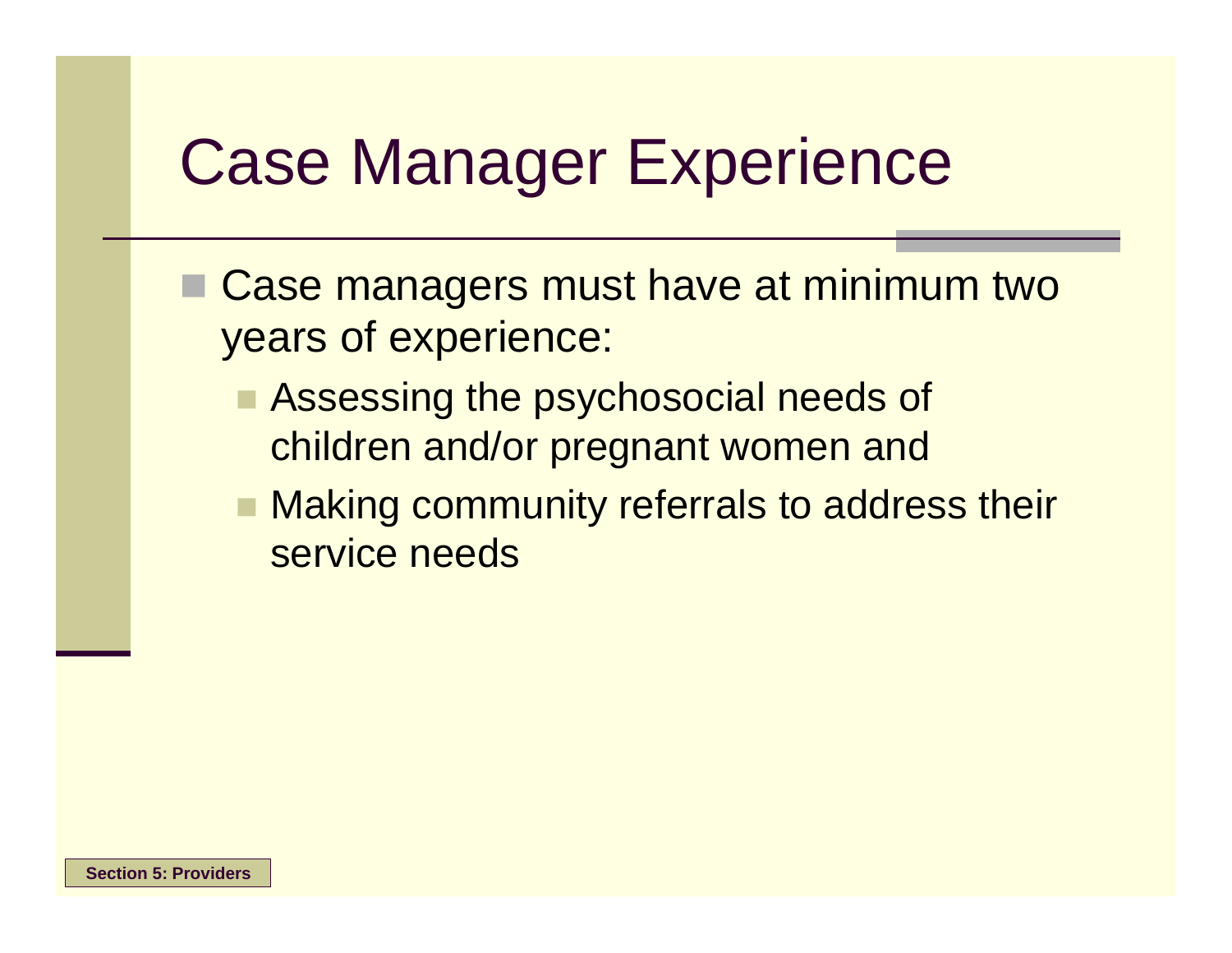# Case Manager Experience

- Case managers must have at minimum two years of experience:
  - Assessing the psychosocial needs of children and/or pregnant women and
  - Making community referrals to address their service needs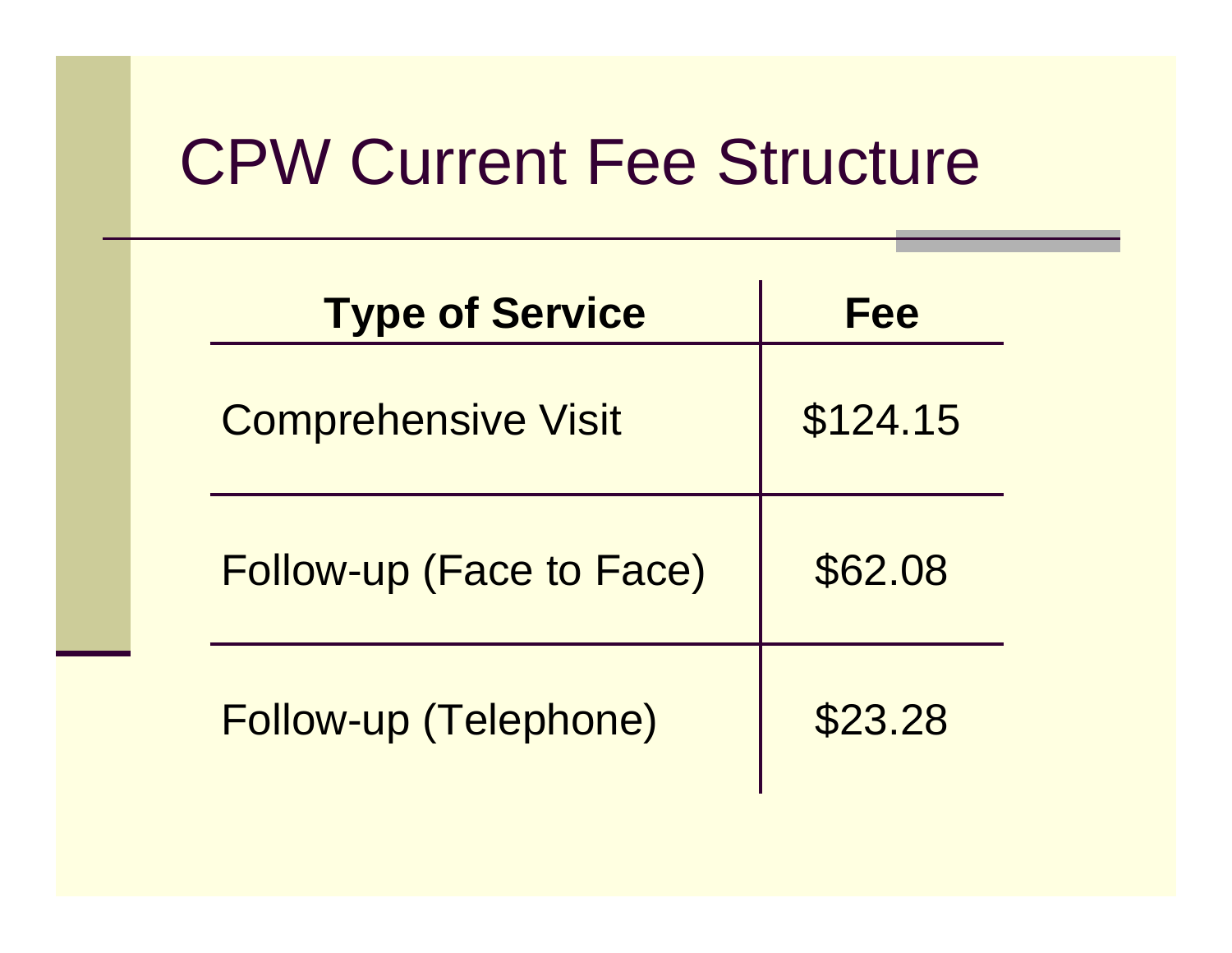# CPW Current Fee Structure

| Type of Service | Fee |
|---|---|
| Comprehensive Visit | $124.15 |
| Follow-up (Face to Face) | $62.08 |
| Follow-up (Telephone) | $23.28 |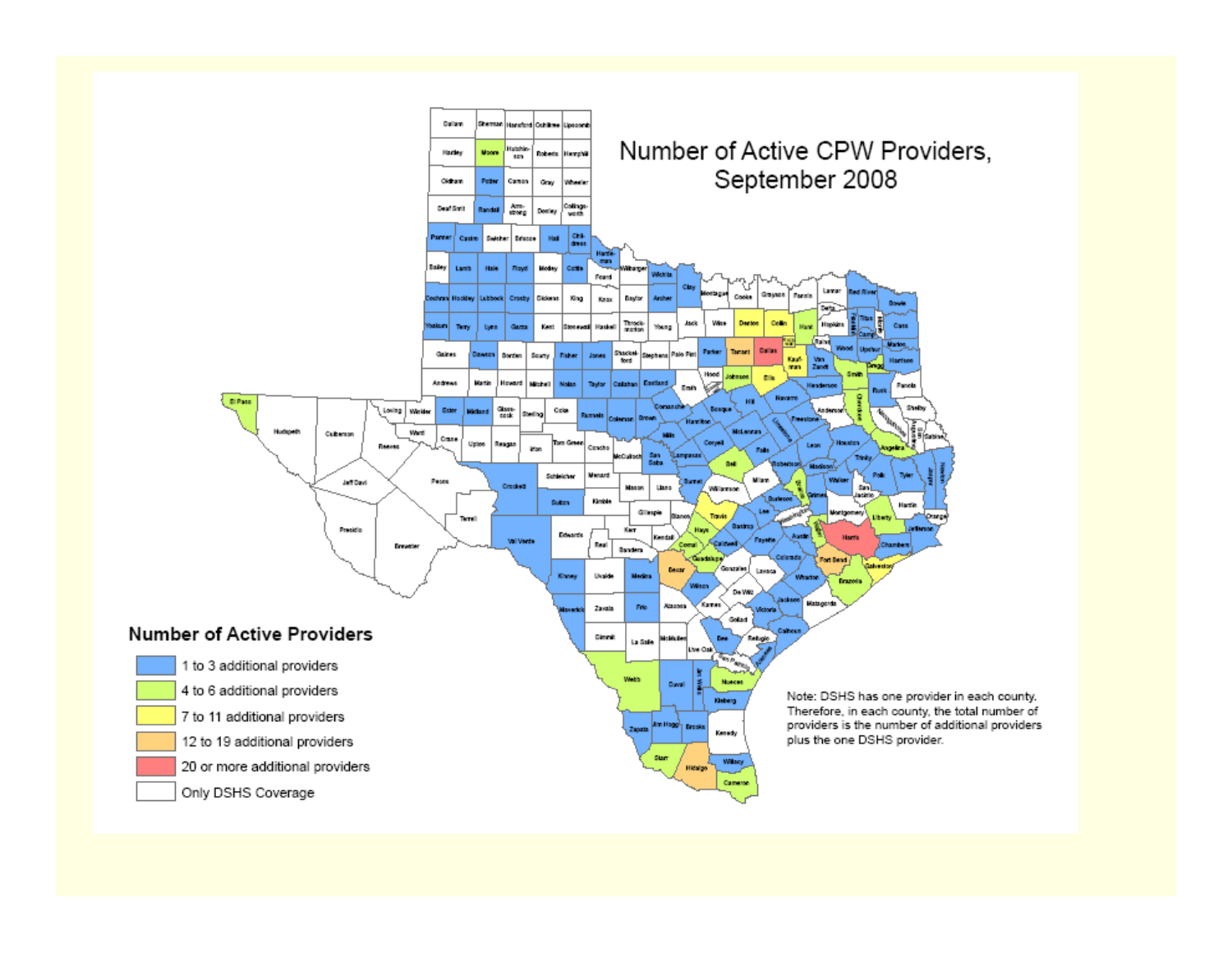# Number of Active CPW Providers, September 2008

## Number of Active Providers

- 1 to 3 additional providers
- 4 to 6 additional providers
- 7 to 11 additional providers
- 12 to 19 additional providers
- 20 or more additional providers
- Only DSHS Coverage

Note: DSHS has one provider in each county. Therefore, in each county, the total number of providers is the number of additional providers plus the one DSHS provider.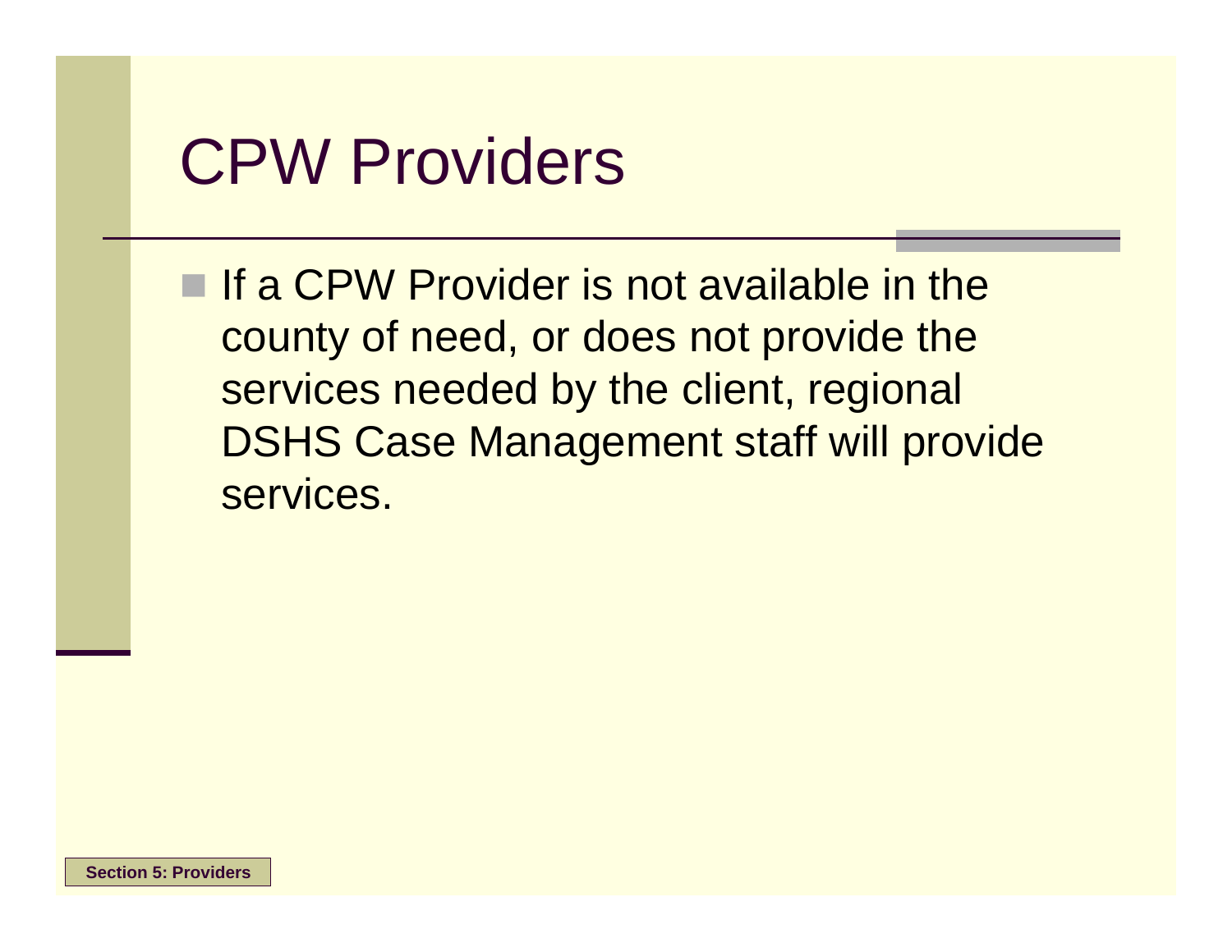# CPW Providers

- If a CPW Provider is not available in the county of need, or does not provide the services needed by the client, regional DSHS Case Management staff will provide services.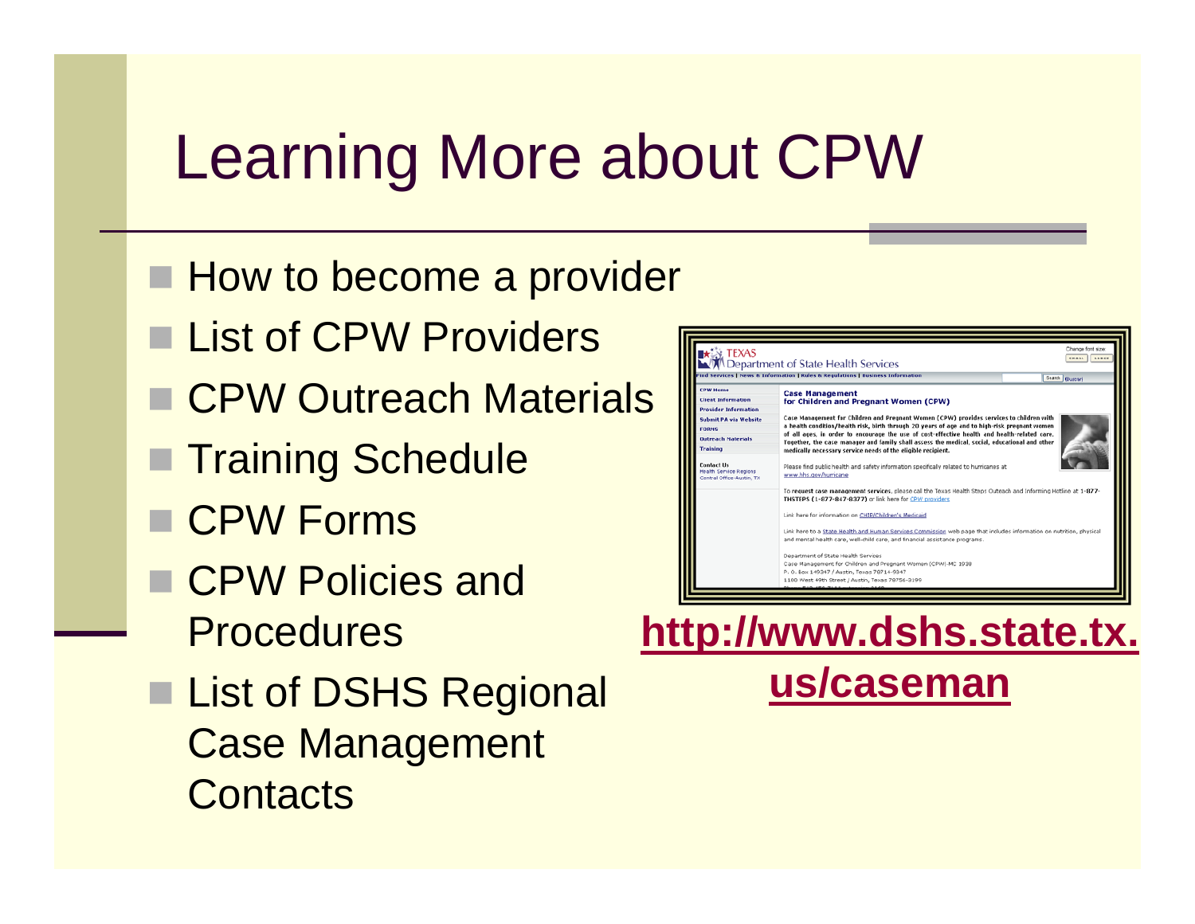# Learning More about CPW

- How to become a provider
- List of CPW Providers
- CPW Outreach Materials
- Training Schedule
- CPW Forms
- CPW Policies and Procedures
- List of DSHS Regional Case Management Contacts

**http://www.dshs.state.tx.us/caseman**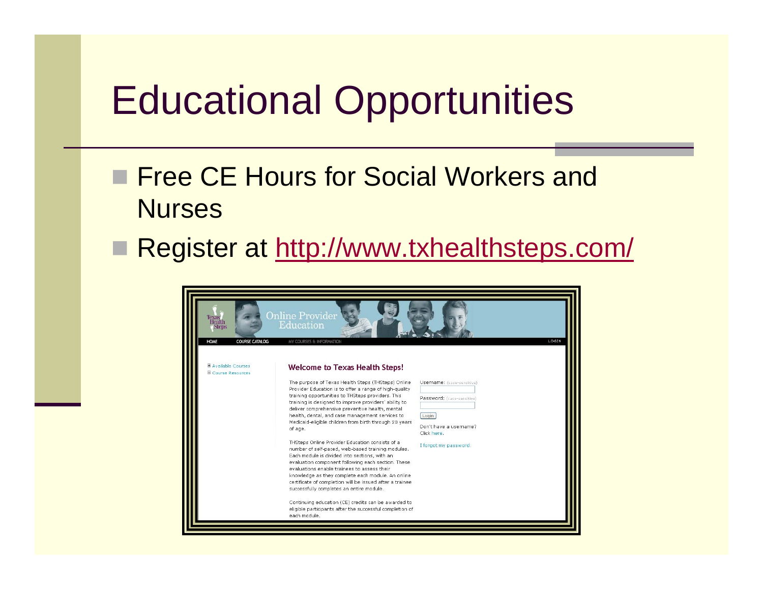# Educational Opportunities

- Free CE Hours for Social Workers and Nurses
- Register at http://www.txhealthsteps.com/

Online Provider Education

HOME | COURSE CATALOG | MY COURSES & INFORMATION | LOGIN

Available Courses
Course Resources

**Welcome to Texas Health Steps!**

The purpose of Texas Health Steps (THSteps) Online Provider Education is to offer a range of high-quality training opportunities to THSteps providers. This training is designed to improve providers' ability to deliver comprehensive preventive health, mental health, dental, and case management services to Medicaid-eligible children from birth through 20 years of age.

THSteps Online Provider Education consists of a number of self-paced, web-based training modules. Each module is divided into sections, with an evaluation component following each section. These evaluations enable trainees to assess their knowledge as they complete each module. An online certificate of completion will be issued after a trainee successfully completes an entire module.

Continuing education (CE) credits can be awarded to eligible participants after the successful completion of each module.

Username: (case-sensitive)

Password: (case-sensitive)

Login

Don't have a username? Click here.

I forgot my password.